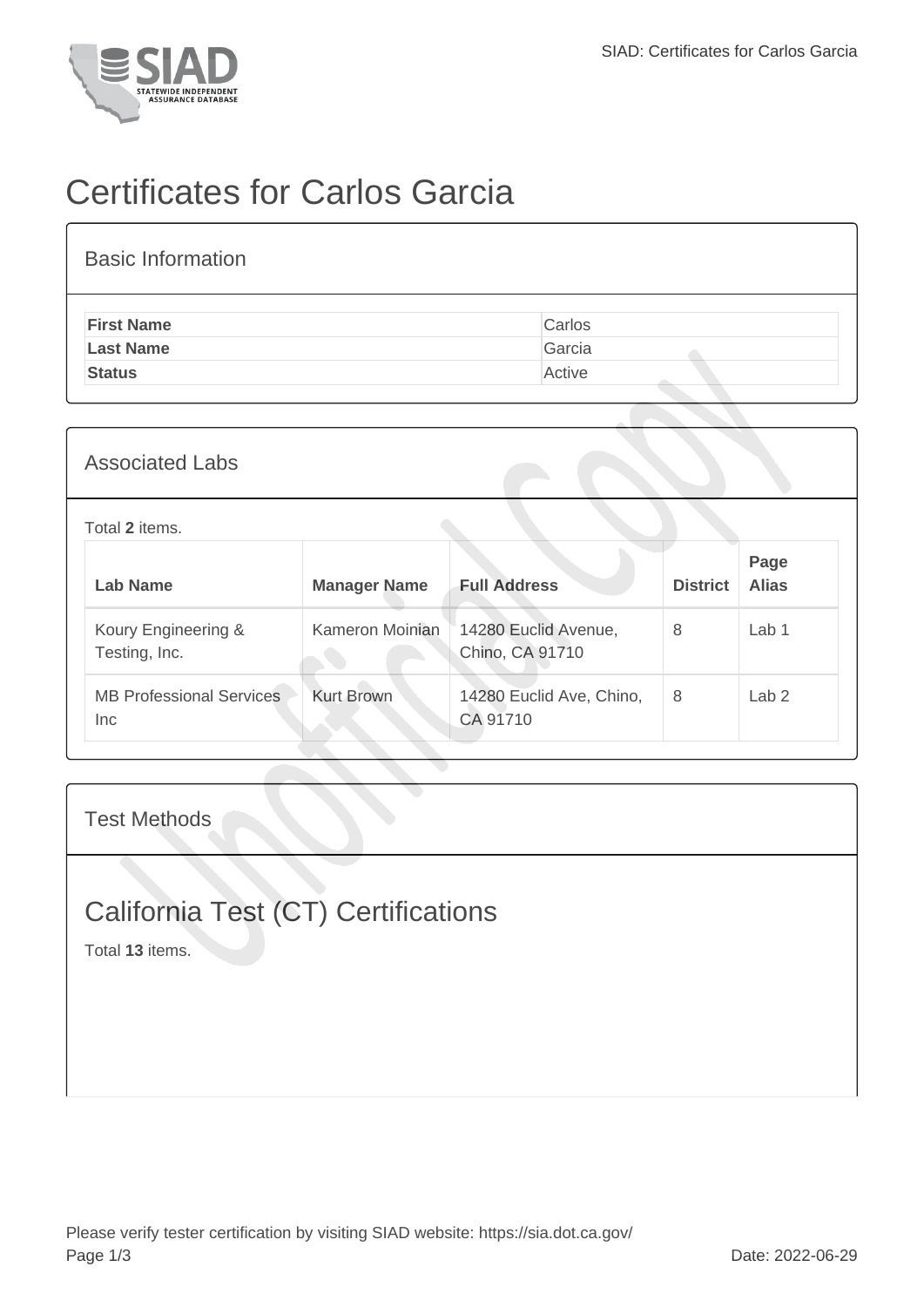# Certificates for Carlos Garcia

## Basic Information

| | |
|---|---|
| **First Name** | Carlos |
| **Last Name** | Garcia |
| **Status** | Active |

## Associated Labs

Total **2** items.

| Lab Name | Manager Name | Full Address | District | Page Alias |
|---|---|---|---|---|
| Koury Engineering & Testing, Inc. | Kameron Moinian | 14280 Euclid Avenue, Chino, CA 91710 | 8 | Lab 1 |
| MB Professional Services Inc | Kurt Brown | 14280 Euclid Ave, Chino, CA 91710 | 8 | Lab 2 |

## Test Methods

## California Test (CT) Certifications

Total **13** items.

Please verify tester certification by visiting SIAD website: https://sia.dot.ca.gov/

Date: 2022-06-29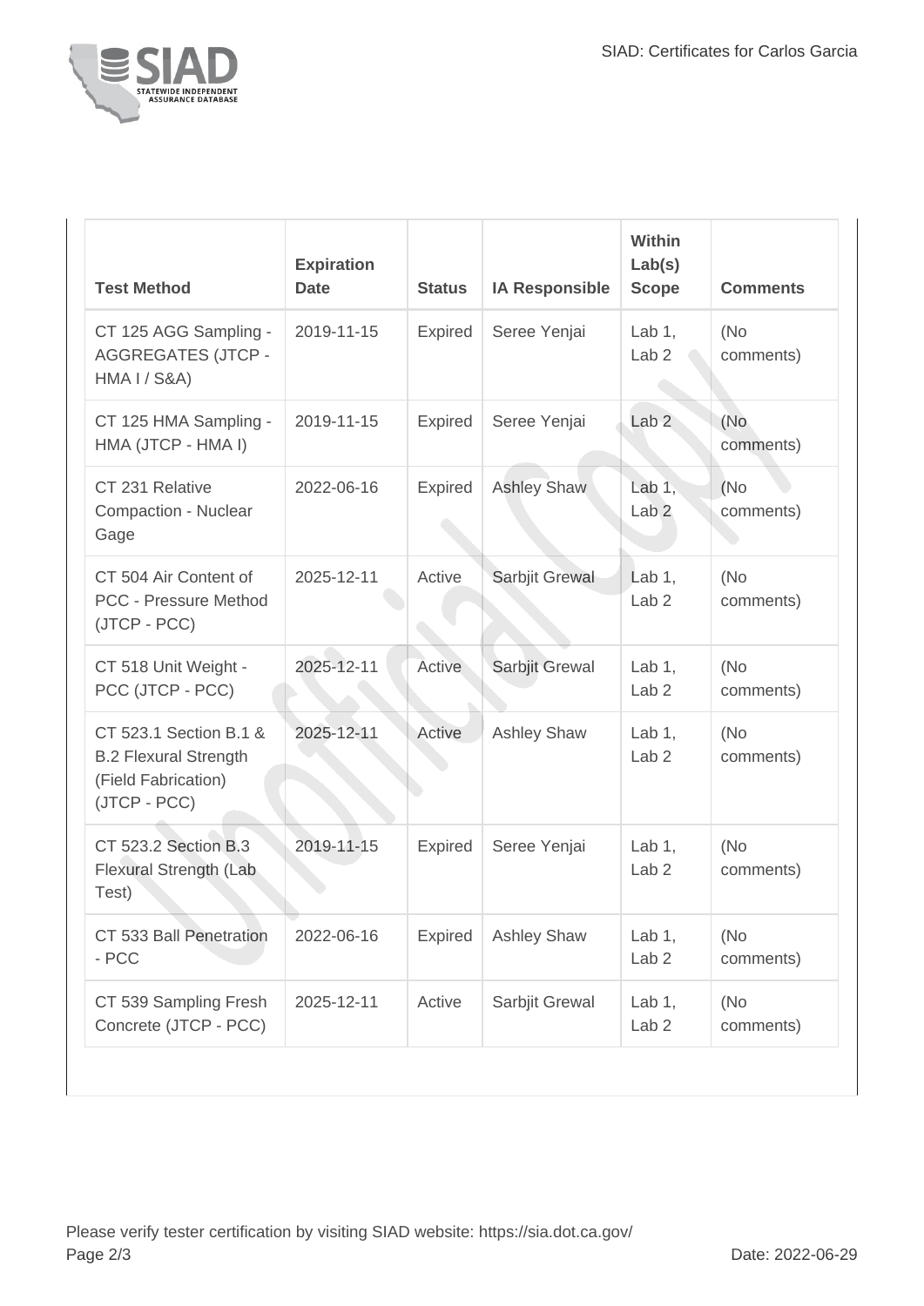| Test Method | Expiration Date | Status | IA Responsible | Within Lab(s) Scope | Comments |
| --- | --- | --- | --- | --- | --- |
| CT 125 AGG Sampling - AGGREGATES (JTCP - HMA I / S&A) | 2019-11-15 | Expired | Seree Yenjai | Lab 1, Lab 2 | (No comments) |
| CT 125 HMA Sampling - HMA (JTCP - HMA I) | 2019-11-15 | Expired | Seree Yenjai | Lab 2 | (No comments) |
| CT 231 Relative Compaction - Nuclear Gage | 2022-06-16 | Expired | Ashley Shaw | Lab 1, Lab 2 | (No comments) |
| CT 504 Air Content of PCC - Pressure Method (JTCP - PCC) | 2025-12-11 | Active | Sarbjit Grewal | Lab 1, Lab 2 | (No comments) |
| CT 518 Unit Weight - PCC (JTCP - PCC) | 2025-12-11 | Active | Sarbjit Grewal | Lab 1, Lab 2 | (No comments) |
| CT 523.1 Section B.1 & B.2 Flexural Strength (Field Fabrication) (JTCP - PCC) | 2025-12-11 | Active | Ashley Shaw | Lab 1, Lab 2 | (No comments) |
| CT 523.2 Section B.3 Flexural Strength (Lab Test) | 2019-11-15 | Expired | Seree Yenjai | Lab 1, Lab 2 | (No comments) |
| CT 533 Ball Penetration - PCC | 2022-06-16 | Expired | Ashley Shaw | Lab 1, Lab 2 | (No comments) |
| CT 539 Sampling Fresh Concrete (JTCP - PCC) | 2025-12-11 | Active | Sarbjit Grewal | Lab 1, Lab 2 | (No comments) |

Please verify tester certification by visiting SIAD website: https://sia.dot.ca.gov/

Date: 2022-06-29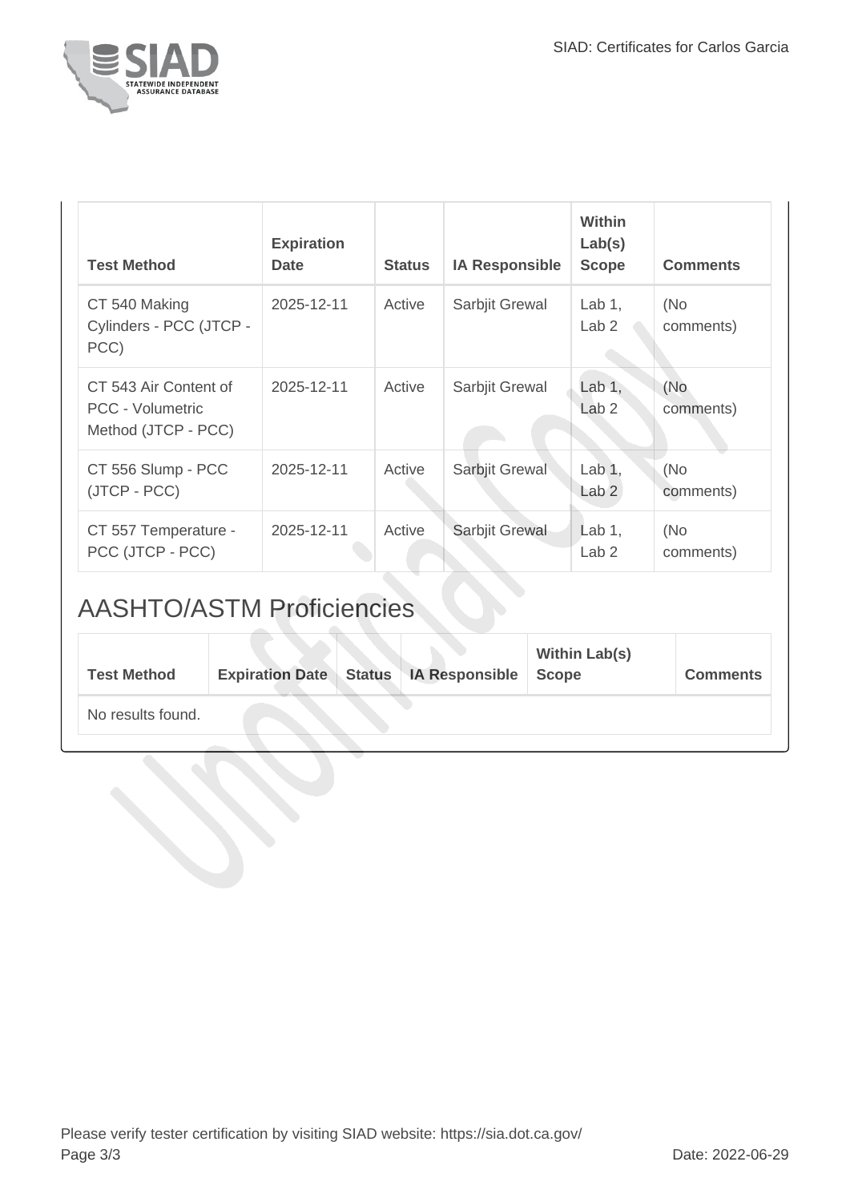| Test Method | Expiration Date | Status | IA Responsible | Within Lab(s) Scope | Comments |
|---|---|---|---|---|---|
| CT 540 Making Cylinders - PCC (JTCP - PCC) | 2025-12-11 | Active | Sarbjit Grewal | Lab 1, Lab 2 | (No comments) |
| CT 543 Air Content of PCC - Volumetric Method (JTCP - PCC) | 2025-12-11 | Active | Sarbjit Grewal | Lab 1, Lab 2 | (No comments) |
| CT 556 Slump - PCC (JTCP - PCC) | 2025-12-11 | Active | Sarbjit Grewal | Lab 1, Lab 2 | (No comments) |
| CT 557 Temperature - PCC (JTCP - PCC) | 2025-12-11 | Active | Sarbjit Grewal | Lab 1, Lab 2 | (No comments) |

## AASHTO/ASTM Proficiencies

| Test Method | Expiration Date | Status | IA Responsible | Within Lab(s) Scope | Comments |
|---|---|---|---|---|---|
| No results found. | | | | | |

Please verify tester certification by visiting SIAD website: https://sia.dot.ca.gov/

Date: 2022-06-29